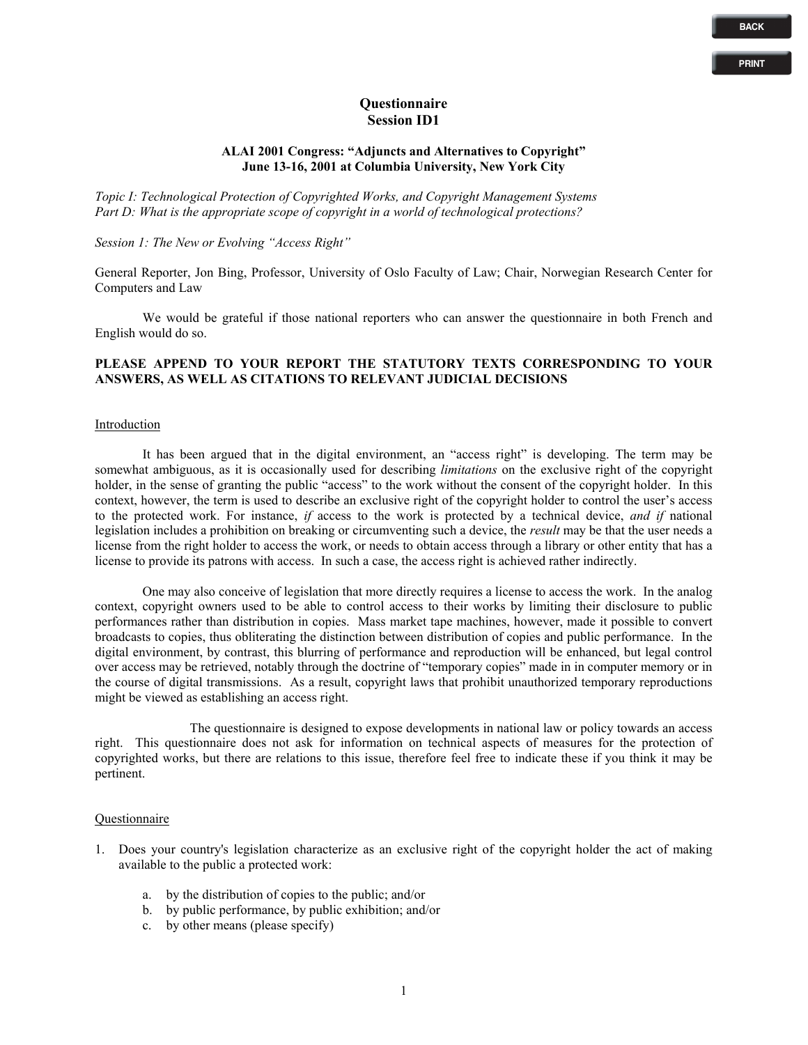# Questionnaire
## Session ID1

### ALAI 2001 Congress: "Adjuncts and Alternatives to Copyright"
### June 13-16, 2001 at Columbia University, New York City

*Topic I: Technological Protection of Copyrighted Works, and Copyright Management Systems*
*Part D: What is the appropriate scope of copyright in a world of technological protections?*

*Session 1: The New or Evolving "Access Right"*

General Reporter, Jon Bing, Professor, University of Oslo Faculty of Law; Chair, Norwegian Research Center for Computers and Law

We would be grateful if those national reporters who can answer the questionnaire in both French and English would do so.

**PLEASE APPEND TO YOUR REPORT THE STATUTORY TEXTS CORRESPONDING TO YOUR ANSWERS, AS WELL AS CITATIONS TO RELEVANT JUDICIAL DECISIONS**

Introduction

It has been argued that in the digital environment, an "access right" is developing. The term may be somewhat ambiguous, as it is occasionally used for describing *limitations* on the exclusive right of the copyright holder, in the sense of granting the public "access" to the work without the consent of the copyright holder. In this context, however, the term is used to describe an exclusive right of the copyright holder to control the user's access to the protected work. For instance, *if* access to the work is protected by a technical device, *and if* national legislation includes a prohibition on breaking or circumventing such a device, the *result* may be that the user needs a license from the right holder to access the work, or needs to obtain access through a library or other entity that has a license to provide its patrons with access. In such a case, the access right is achieved rather indirectly.

One may also conceive of legislation that more directly requires a license to access the work. In the analog context, copyright owners used to be able to control access to their works by limiting their disclosure to public performances rather than distribution in copies. Mass market tape machines, however, made it possible to convert broadcasts to copies, thus obliterating the distinction between distribution of copies and public performance. In the digital environment, by contrast, this blurring of performance and reproduction will be enhanced, but legal control over access may be retrieved, notably through the doctrine of "temporary copies" made in in computer memory or in the course of digital transmissions. As a result, copyright laws that prohibit unauthorized temporary reproductions might be viewed as establishing an access right.

The questionnaire is designed to expose developments in national law or policy towards an access right. This questionnaire does not ask for information on technical aspects of measures for the protection of copyrighted works, but there are relations to this issue, therefore feel free to indicate these if you think it may be pertinent.

Questionnaire

1. Does your country's legislation characterize as an exclusive right of the copyright holder the act of making available to the public a protected work:

   a. by the distribution of copies to the public; and/or
   b. by public performance, by public exhibition; and/or
   c. by other means (please specify)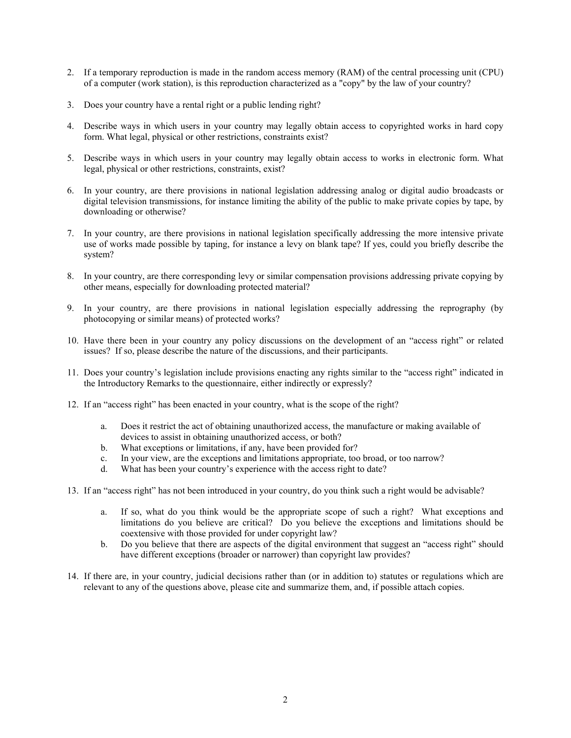2. If a temporary reproduction is made in the random access memory (RAM) of the central processing unit (CPU) of a computer (work station), is this reproduction characterized as a "copy" by the law of your country?

3. Does your country have a rental right or a public lending right?

4. Describe ways in which users in your country may legally obtain access to copyrighted works in hard copy form. What legal, physical or other restrictions, constraints exist?

5. Describe ways in which users in your country may legally obtain access to works in electronic form. What legal, physical or other restrictions, constraints, exist?

6. In your country, are there provisions in national legislation addressing analog or digital audio broadcasts or digital television transmissions, for instance limiting the ability of the public to make private copies by tape, by downloading or otherwise?

7. In your country, are there provisions in national legislation specifically addressing the more intensive private use of works made possible by taping, for instance a levy on blank tape? If yes, could you briefly describe the system?

8. In your country, are there corresponding levy or similar compensation provisions addressing private copying by other means, especially for downloading protected material?

9. In your country, are there provisions in national legislation especially addressing the reprography (by photocopying or similar means) of protected works?

10. Have there been in your country any policy discussions on the development of an "access right" or related issues? If so, please describe the nature of the discussions, and their participants.

11. Does your country's legislation include provisions enacting any rights similar to the "access right" indicated in the Introductory Remarks to the questionnaire, either indirectly or expressly?

12. If an "access right" has been enacted in your country, what is the scope of the right?

    a. Does it restrict the act of obtaining unauthorized access, the manufacture or making available of devices to assist in obtaining unauthorized access, or both?
    b. What exceptions or limitations, if any, have been provided for?
    c. In your view, are the exceptions and limitations appropriate, too broad, or too narrow?
    d. What has been your country's experience with the access right to date?

13. If an "access right" has not been introduced in your country, do you think such a right would be advisable?

    a. If so, what do you think would be the appropriate scope of such a right? What exceptions and limitations do you believe are critical? Do you believe the exceptions and limitations should be coextensive with those provided for under copyright law?
    b. Do you believe that there are aspects of the digital environment that suggest an "access right" should have different exceptions (broader or narrower) than copyright law provides?

14. If there are, in your country, judicial decisions rather than (or in addition to) statutes or regulations which are relevant to any of the questions above, please cite and summarize them, and, if possible attach copies.